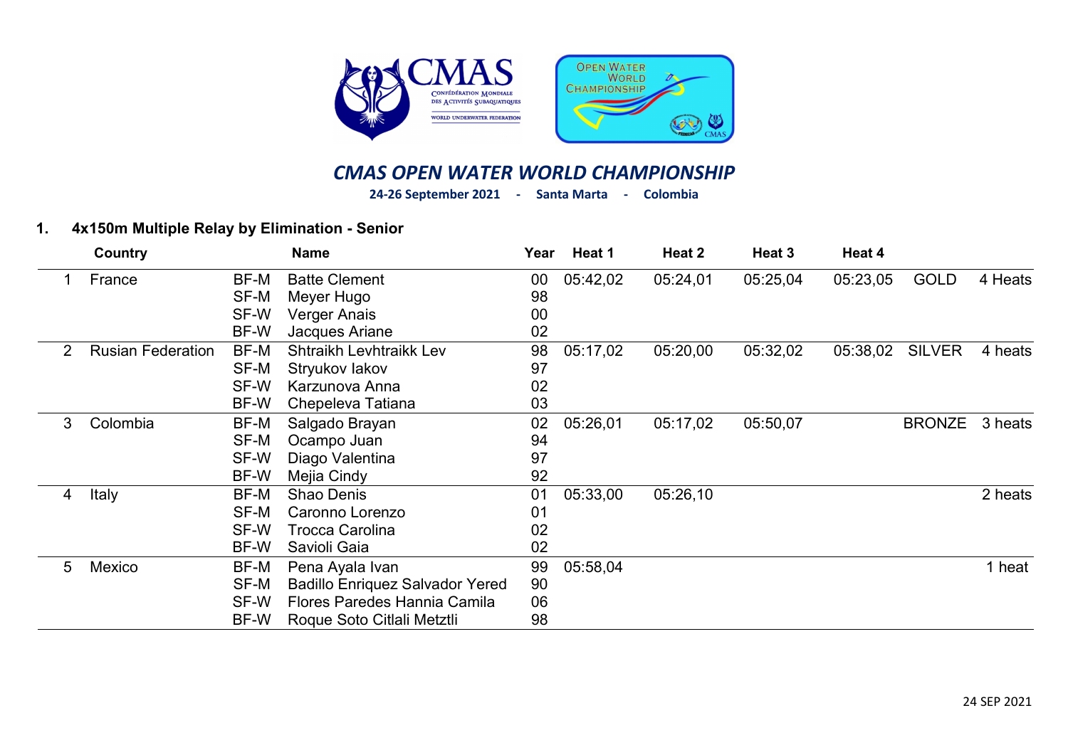# CMAS OPEN WATER WORLD CHAMPIONSHIP

**24-26 September 2021 - Santa Marta - Colombia**

## 1. 4x150m Multiple Relay by Elimination - Senior

| | Country | | Name | Year | Heat 1 | Heat 2 | Heat 3 | Heat 4 | | |
|---|---|---|---|---|---|---|---|---|---|---|
| 1 | France | BF-M | Batte Clement | 00 | 05:42,02 | 05:24,01 | 05:25,04 | 05:23,05 | GOLD | 4 Heats |
| | | SF-M | Meyer Hugo | 98 | | | | | | |
| | | SF-W | Verger Anais | 00 | | | | | | |
| | | BF-W | Jacques Ariane | 02 | | | | | | |
| 2 | Rusian Federation | BF-M | Shtraikh Levhtraikk Lev | 98 | 05:17,02 | 05:20,00 | 05:32,02 | 05:38,02 | SILVER | 4 heats |
| | | SF-M | Stryukov Iakov | 97 | | | | | | |
| | | SF-W | Karzunova Anna | 02 | | | | | | |
| | | BF-W | Chepeleva Tatiana | 03 | | | | | | |
| 3 | Colombia | BF-M | Salgado Brayan | 02 | 05:26,01 | 05:17,02 | 05:50,07 | | BRONZE | 3 heats |
| | | SF-M | Ocampo Juan | 94 | | | | | | |
| | | SF-W | Diago Valentina | 97 | | | | | | |
| | | BF-W | Mejia Cindy | 92 | | | | | | |
| 4 | Italy | BF-M | Shao Denis | 01 | 05:33,00 | 05:26,10 | | | | 2 heats |
| | | SF-M | Caronno Lorenzo | 01 | | | | | | |
| | | SF-W | Trocca Carolina | 02 | | | | | | |
| | | BF-W | Savioli Gaia | 02 | | | | | | |
| 5 | Mexico | BF-M | Pena Ayala Ivan | 99 | 05:58,04 | | | | | 1 heat |
| | | SF-M | Badillo Enriquez Salvador Yered | 90 | | | | | | |
| | | SF-W | Flores Paredes Hannia Camila | 06 | | | | | | |
| | | BF-W | Roque Soto Citlali Metztli | 98 | | | | | | |

24 SEP 2021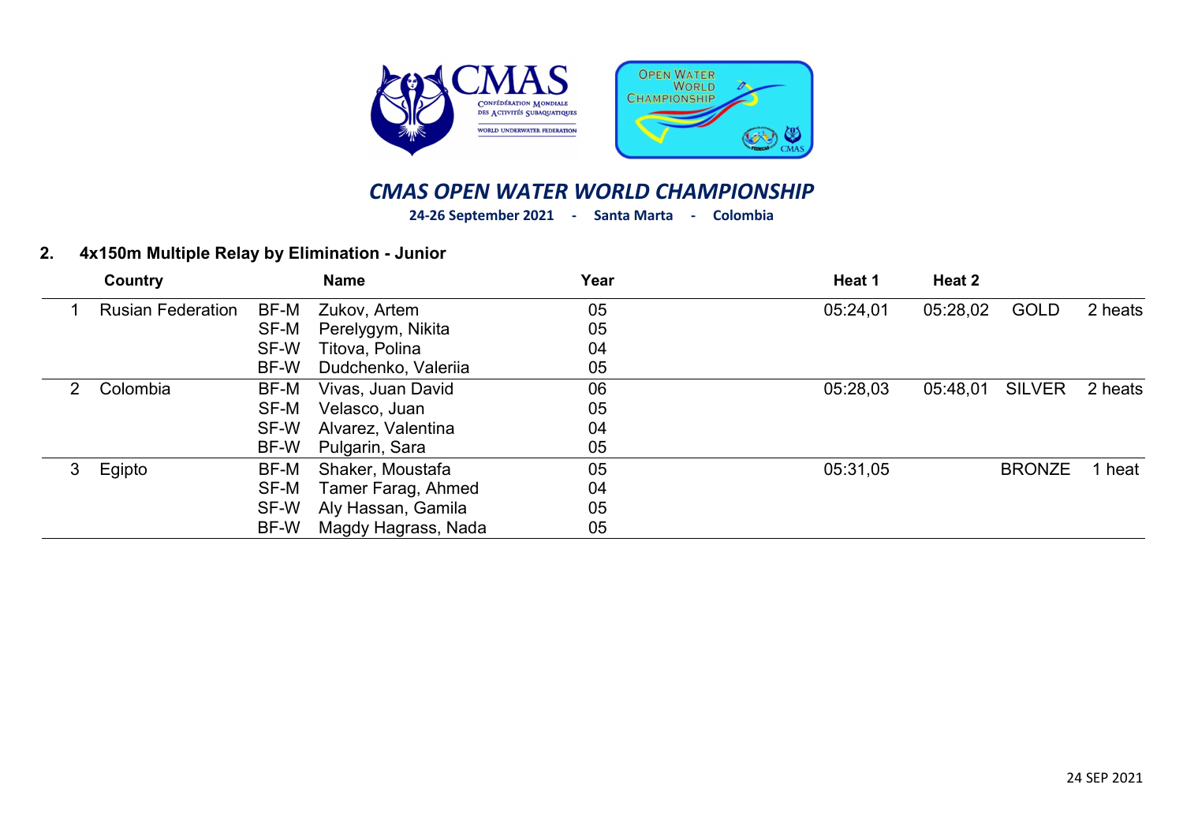# CMAS OPEN WATER WORLD CHAMPIONSHIP

**24-26 September 2021 - Santa Marta - Colombia**

## 2. 4x150m Multiple Relay by Elimination - Junior

| | Country | | Name | Year | Heat 1 | Heat 2 | | |
|---|---|---|---|---|---|---|---|---|
| 1 | Rusian Federation | BF-M | Zukov, Artem | 05 | 05:24,01 | 05:28,02 | GOLD | 2 heats |
| | | SF-M | Perelygym, Nikita | 05 | | | | |
| | | SF-W | Titova, Polina | 04 | | | | |
| | | BF-W | Dudchenko, Valeriia | 05 | | | | |
| 2 | Colombia | BF-M | Vivas, Juan David | 06 | 05:28,03 | 05:48,01 | SILVER | 2 heats |
| | | SF-M | Velasco, Juan | 05 | | | | |
| | | SF-W | Alvarez, Valentina | 04 | | | | |
| | | BF-W | Pulgarin, Sara | 05 | | | | |
| 3 | Egipto | BF-M | Shaker, Moustafa | 05 | 05:31,05 | | BRONZE | 1 heat |
| | | SF-M | Tamer Farag, Ahmed | 04 | | | | |
| | | SF-W | Aly Hassan, Gamila | 05 | | | | |
| | | BF-W | Magdy Hagrass, Nada | 05 | | | | |

24 SEP 2021